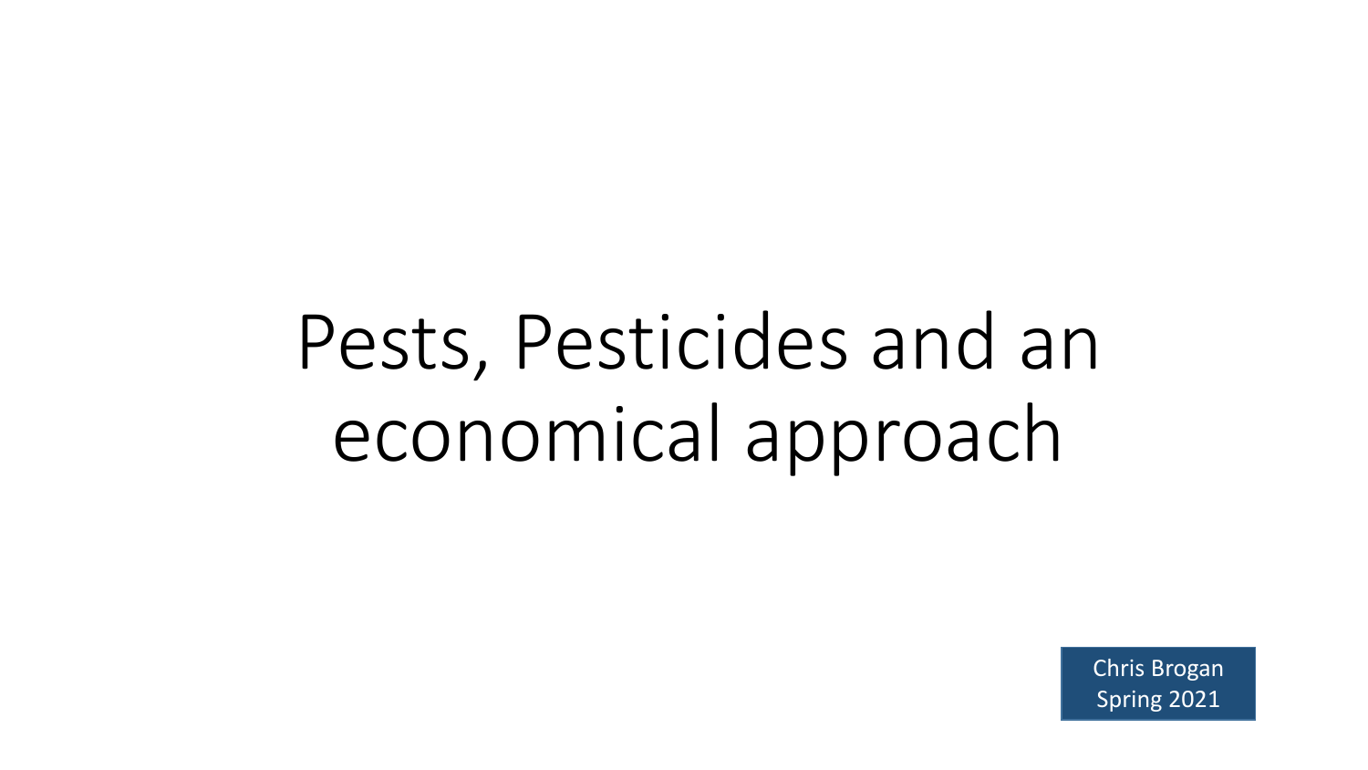# Pests, Pesticides and an economical approach

Chris Brogan
Spring 2021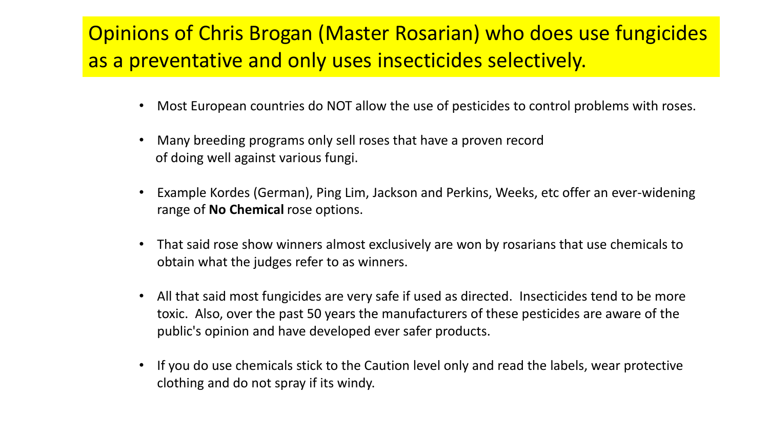# Opinions of Chris Brogan (Master Rosarian) who does use fungicides as a preventative and only uses insecticides selectively.

- Most European countries do NOT allow the use of pesticides to control problems with roses.
- Many breeding programs only sell roses that have a proven record of doing well against various fungi.
- Example Kordes (German), Ping Lim, Jackson and Perkins, Weeks, etc offer an ever-widening range of **No Chemical** rose options.
- That said rose show winners almost exclusively are won by rosarians that use chemicals to obtain what the judges refer to as winners.
- All that said most fungicides are very safe if used as directed. Insecticides tend to be more toxic. Also, over the past 50 years the manufacturers of these pesticides are aware of the public's opinion and have developed ever safer products.
- If you do use chemicals stick to the Caution level only and read the labels, wear protective clothing and do not spray if its windy.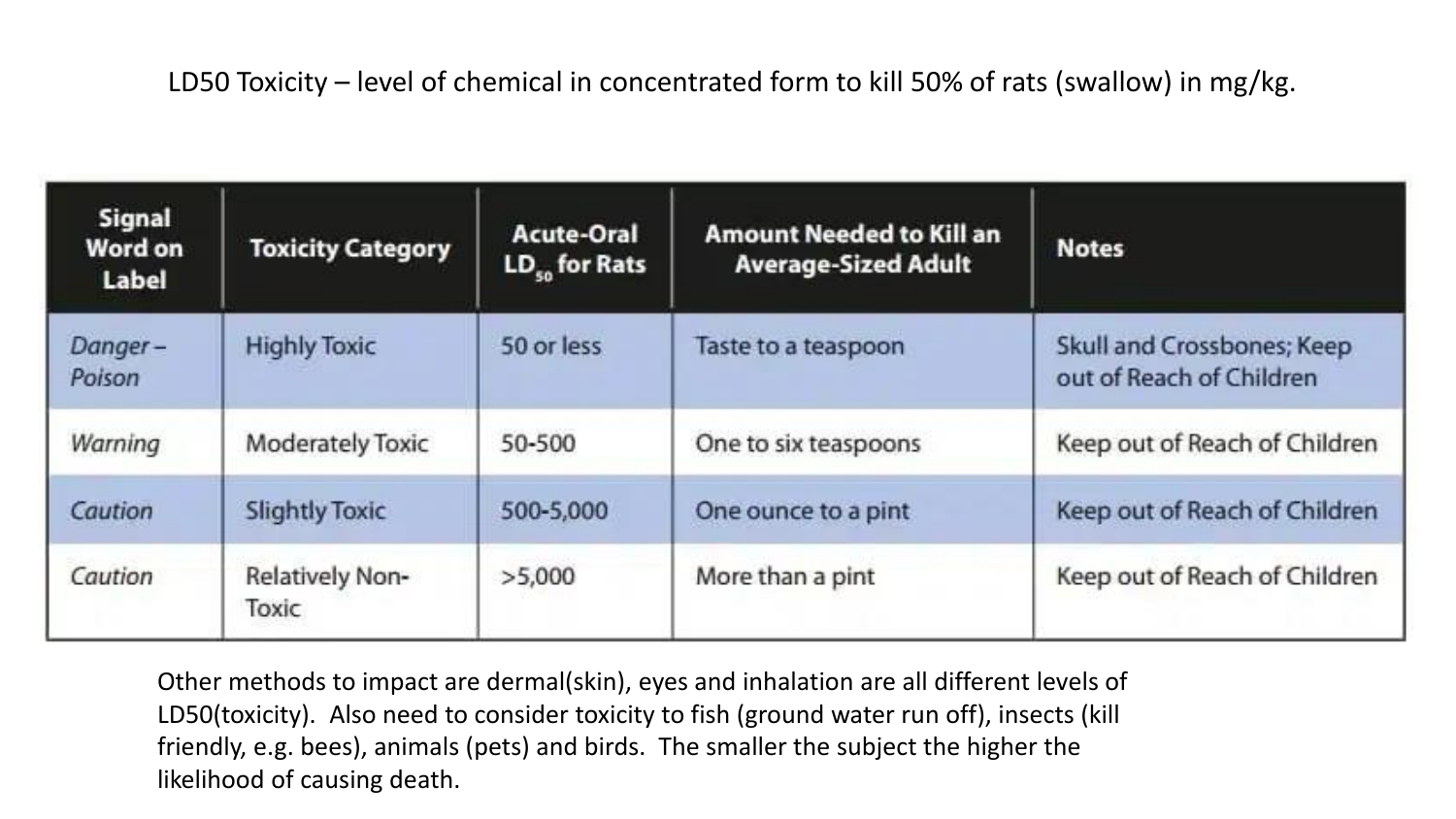LD50 Toxicity – level of chemical in concentrated form to kill 50% of rats (swallow) in mg/kg.

| Signal Word on Label | Toxicity Category | Acute-Oral $LD_{50}$ for Rats | Amount Needed to Kill an Average-Sized Adult | Notes |
|---|---|---|---|---|
| *Danger – Poison* | Highly Toxic | 50 or less | Taste to a teaspoon | Skull and Crossbones; Keep out of Reach of Children |
| *Warning* | Moderately Toxic | 50-500 | One to six teaspoons | Keep out of Reach of Children |
| *Caution* | Slightly Toxic | 500-5,000 | One ounce to a pint | Keep out of Reach of Children |
| *Caution* | Relatively Non-Toxic | >5,000 | More than a pint | Keep out of Reach of Children |

Other methods to impact are dermal(skin), eyes and inhalation are all different levels of LD50(toxicity). Also need to consider toxicity to fish (ground water run off), insects (kill friendly, e.g. bees), animals (pets) and birds. The smaller the subject the higher the likelihood of causing death.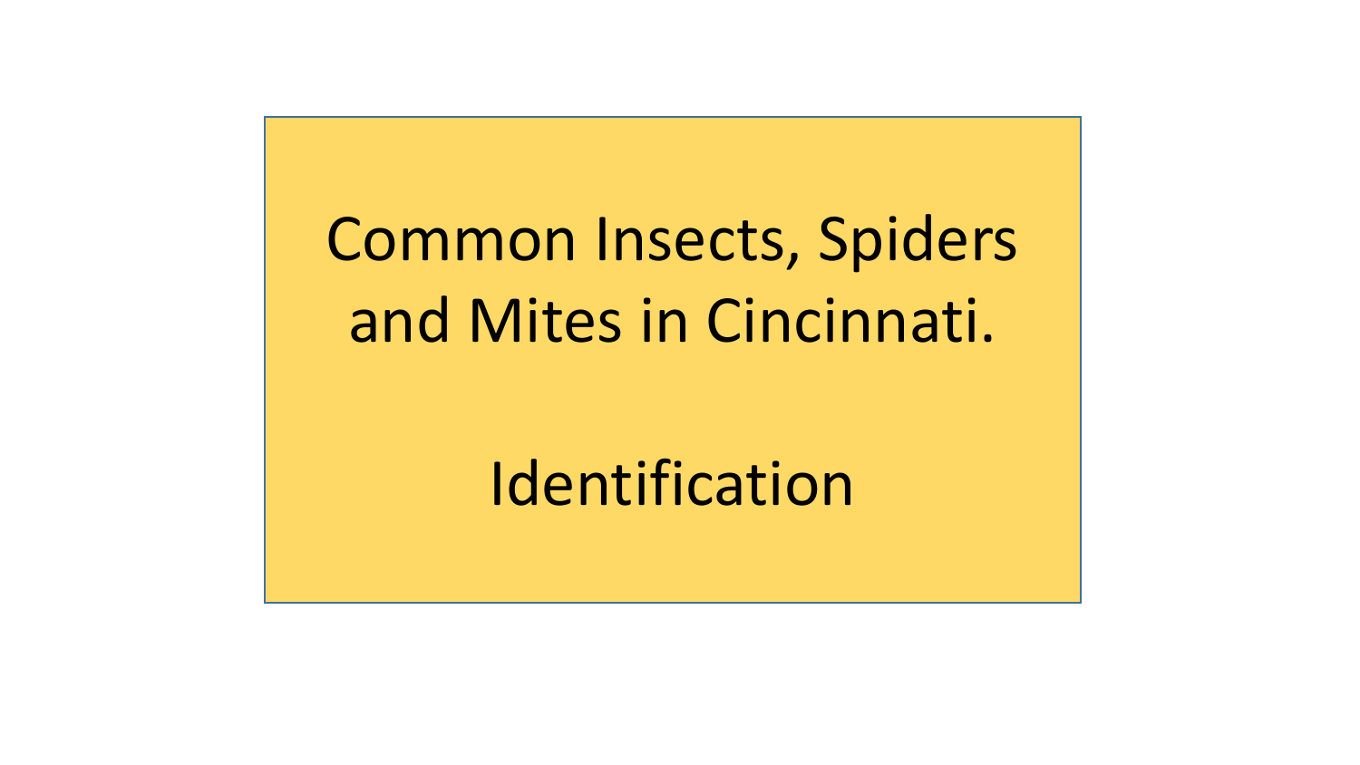# Common Insects, Spiders and Mites in Cincinnati.

## Identification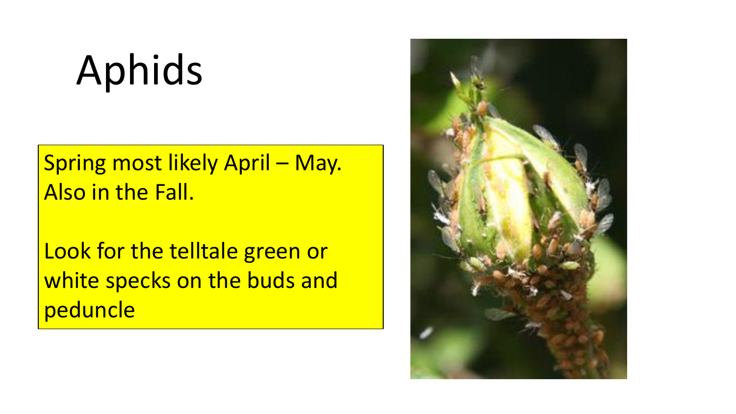# Aphids

Spring most likely April – May.
Also in the Fall.

Look for the telltale green or white specks on the buds and peduncle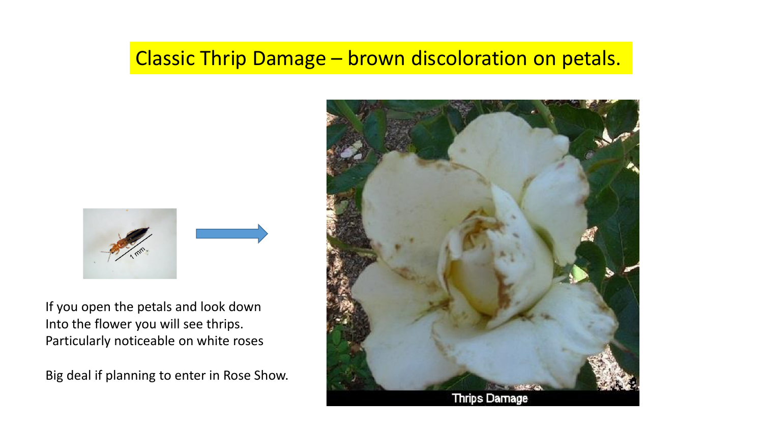# Classic Thrip Damage – brown discoloration on petals.

If you open the petals and look down Into the flower you will see thrips. Particularly noticeable on white roses

Big deal if planning to enter in Rose Show.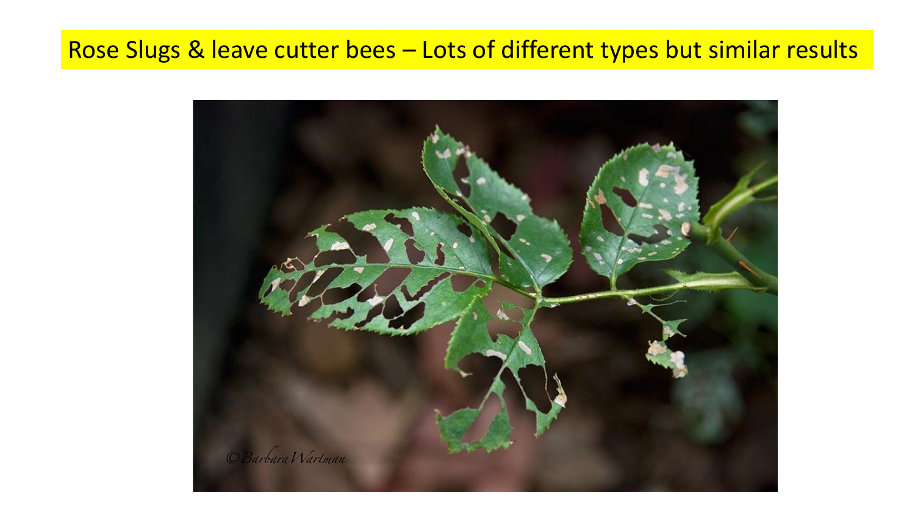# Rose Slugs & leave cutter bees – Lots of different types but similar results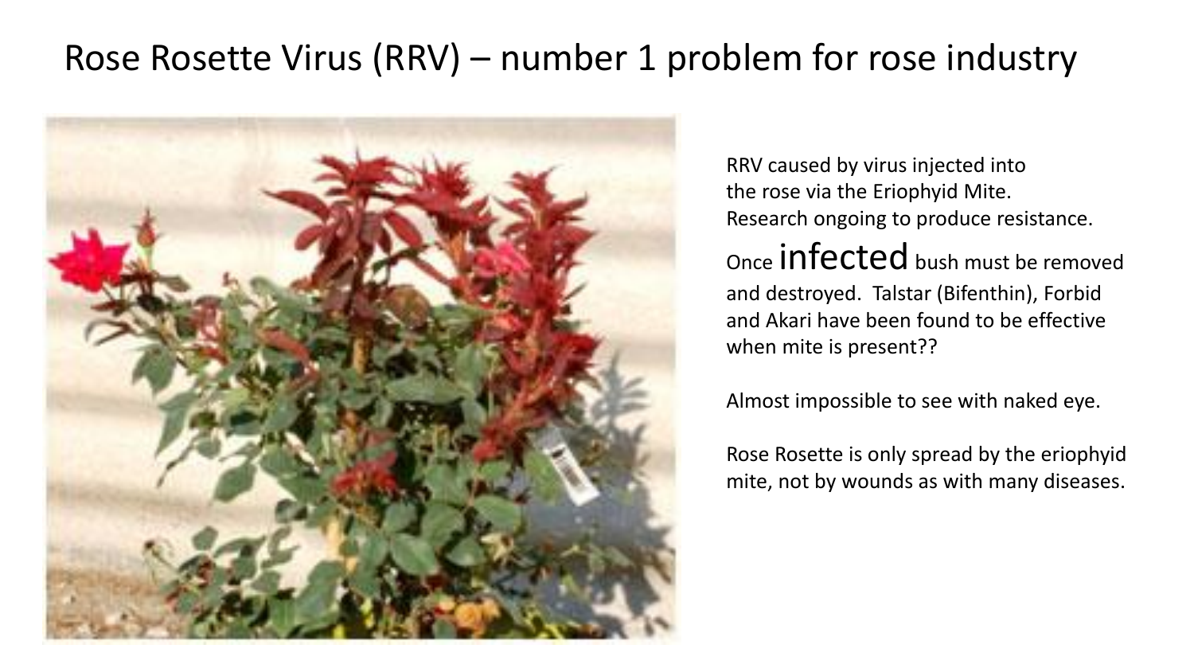# Rose Rosette Virus (RRV) – number 1 problem for rose industry

RRV caused by virus injected into the rose via the Eriophyid Mite. Research ongoing to produce resistance.

Once **infected** bush must be removed and destroyed. Talstar (Bifenthin), Forbid and Akari have been found to be effective when mite is present??

Almost impossible to see with naked eye.

Rose Rosette is only spread by the eriophyid mite, not by wounds as with many diseases.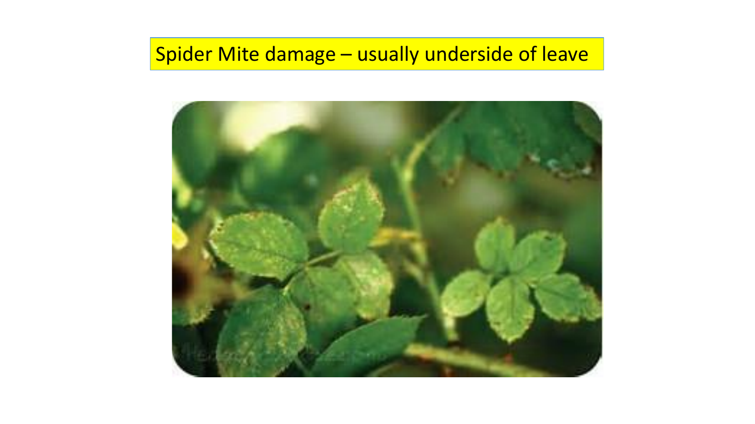Spider Mite damage – usually underside of leave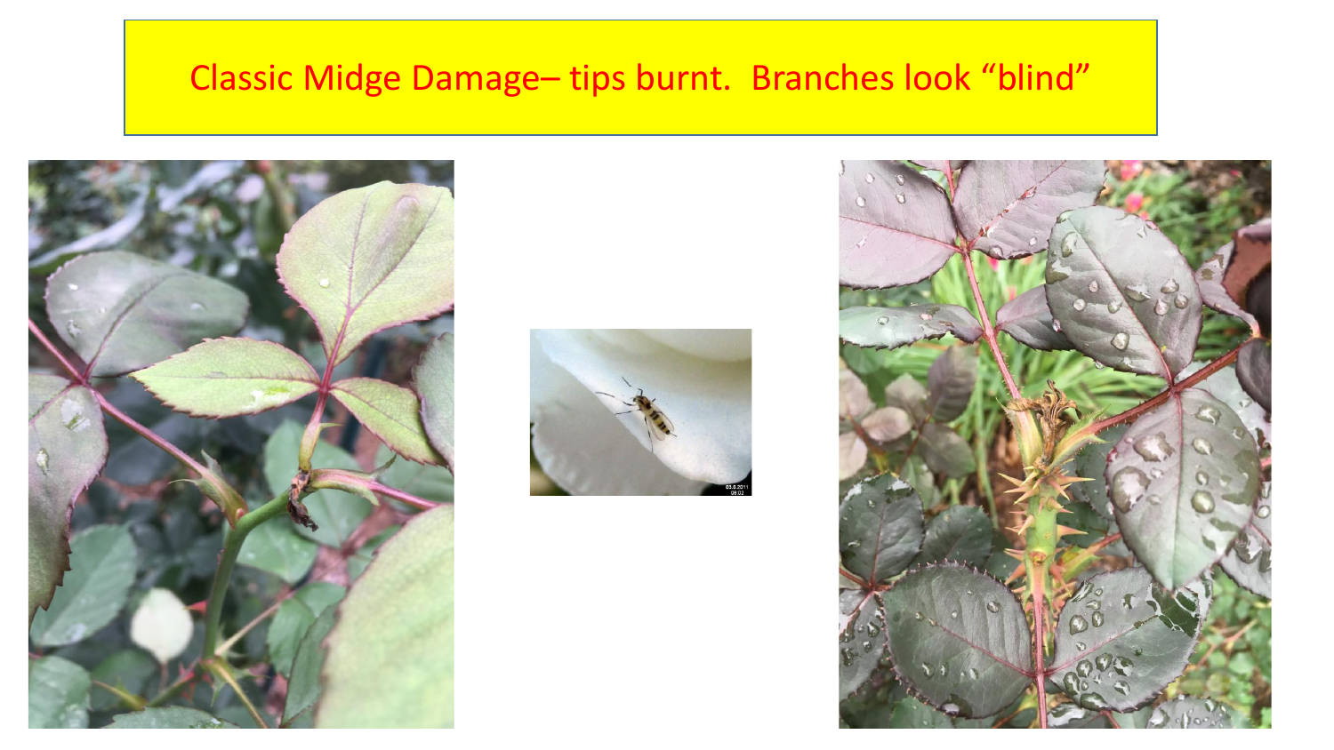# Classic Midge Damage– tips burnt. Branches look "blind"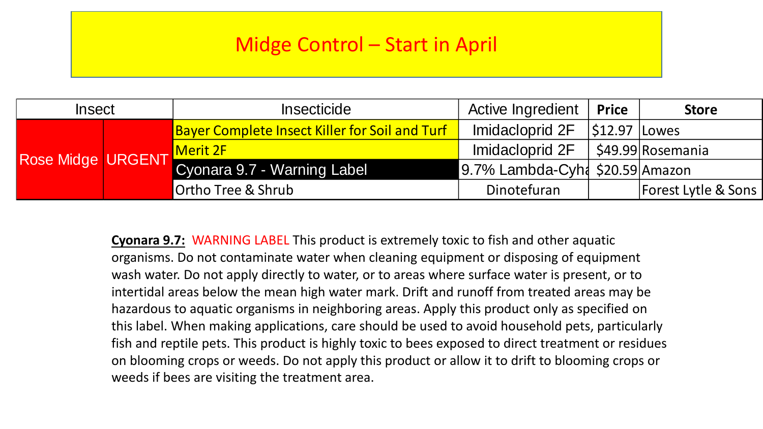# Midge Control – Start in April

| Insect | | Insecticide | Active Ingredient | Price | Store |
|---|---|---|---|---|---|
| Rose Midge | URGENT | Bayer Complete Insect Killer for Soil and Turf | Imidacloprid 2F | $12.97 | Lowes |
| | | Merit 2F | Imidacloprid 2F | $49.99 | Rosemania |
| | | Cyonara 9.7 - Warning Label | 9.7% Lambda-Cyha | $20.59 | Amazon |
| | | Ortho Tree & Shrub | Dinotefuran | | Forest Lytle & Sons |

**Cyonara 9.7:** WARNING LABEL This product is extremely toxic to fish and other aquatic organisms. Do not contaminate water when cleaning equipment or disposing of equipment wash water. Do not apply directly to water, or to areas where surface water is present, or to intertidal areas below the mean high water mark. Drift and runoff from treated areas may be hazardous to aquatic organisms in neighboring areas. Apply this product only as specified on this label. When making applications, care should be used to avoid household pets, particularly fish and reptile pets. This product is highly toxic to bees exposed to direct treatment or residues on blooming crops or weeds. Do not apply this product or allow it to drift to blooming crops or weeds if bees are visiting the treatment area.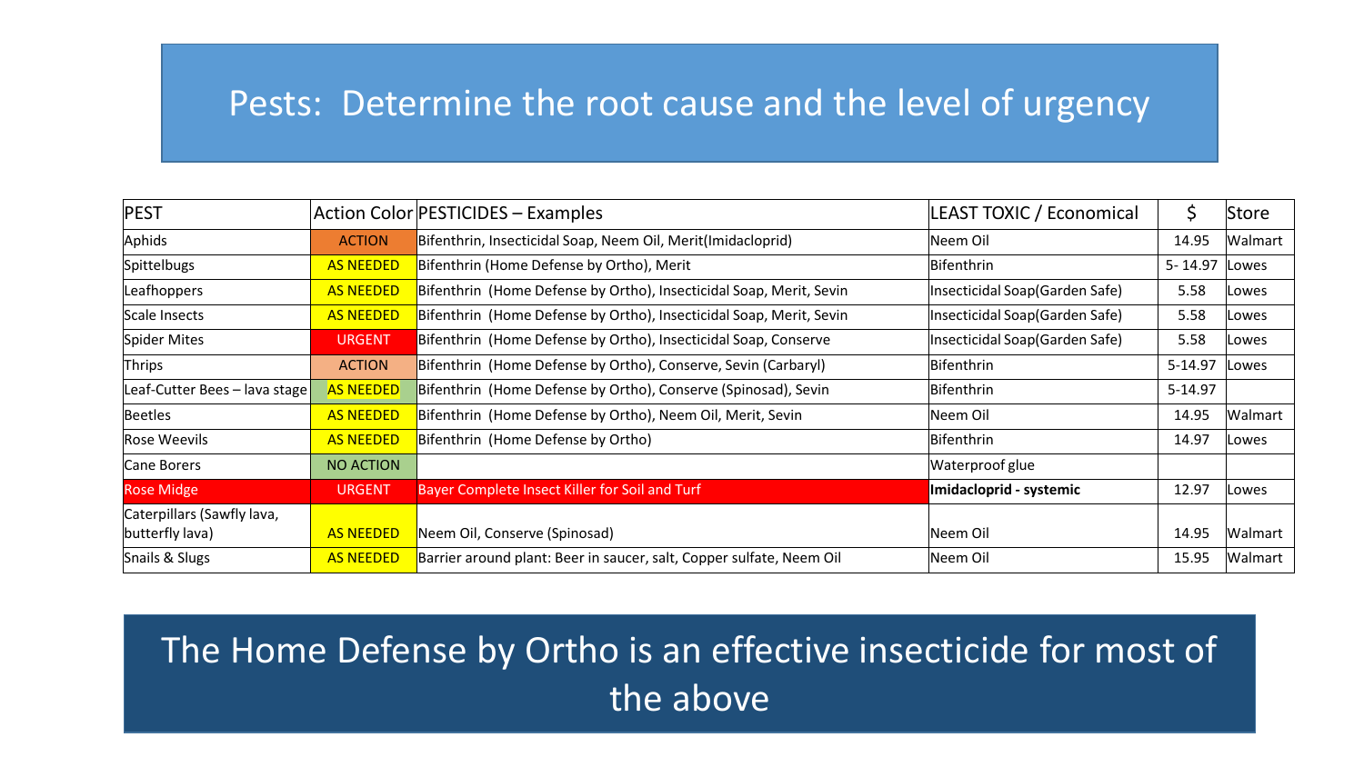# Pests: Determine the root cause and the level of urgency

| PEST | Action Color | PESTICIDES – Examples | LEAST TOXIC / Economical | $ | Store |
|---|---|---|---|---|---|
| Aphids | ACTION | Bifenthrin, Insecticidal Soap, Neem Oil, Merit(Imidacloprid) | Neem Oil | 14.95 | Walmart |
| Spittelbugs | AS NEEDED | Bifenthrin (Home Defense by Ortho), Merit | Bifenthrin | 5- 14.97 | Lowes |
| Leafhoppers | AS NEEDED | Bifenthrin (Home Defense by Ortho), Insecticidal Soap, Merit, Sevin | Insecticidal Soap(Garden Safe) | 5.58 | Lowes |
| Scale Insects | AS NEEDED | Bifenthrin (Home Defense by Ortho), Insecticidal Soap, Merit, Sevin | Insecticidal Soap(Garden Safe) | 5.58 | Lowes |
| Spider Mites | URGENT | Bifenthrin (Home Defense by Ortho), Insecticidal Soap, Conserve | Insecticidal Soap(Garden Safe) | 5.58 | Lowes |
| Thrips | ACTION | Bifenthrin (Home Defense by Ortho), Conserve, Sevin (Carbaryl) | Bifenthrin | 5-14.97 | Lowes |
| Leaf-Cutter Bees – lava stage | AS NEEDED | Bifenthrin (Home Defense by Ortho), Conserve (Spinosad), Sevin | Bifenthrin | 5-14.97 | |
| Beetles | AS NEEDED | Bifenthrin (Home Defense by Ortho), Neem Oil, Merit, Sevin | Neem Oil | 14.95 | Walmart |
| Rose Weevils | AS NEEDED | Bifenthrin (Home Defense by Ortho) | Bifenthrin | 14.97 | Lowes |
| Cane Borers | NO ACTION | | Waterproof glue | | |
| Rose Midge | URGENT | Bayer Complete Insect Killer for Soil and Turf | **Imidacloprid - systemic** | 12.97 | Lowes |
| Caterpillars (Sawfly lava, butterfly lava) | AS NEEDED | Neem Oil, Conserve (Spinosad) | Neem Oil | 14.95 | Walmart |
| Snails & Slugs | AS NEEDED | Barrier around plant: Beer in saucer, salt, Copper sulfate, Neem Oil | Neem Oil | 15.95 | Walmart |

The Home Defense by Ortho is an effective insecticide for most of the above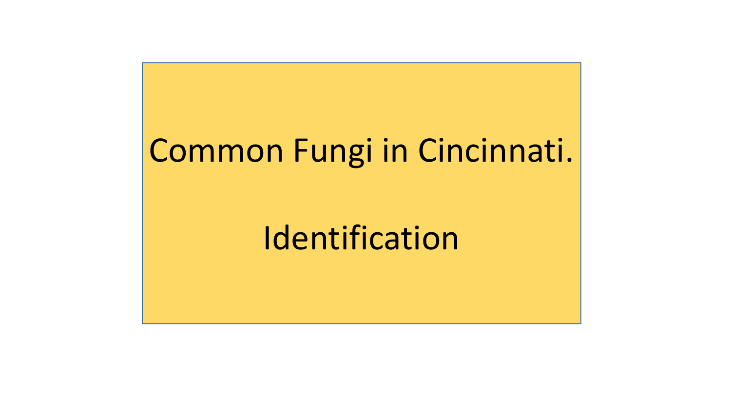# Common Fungi in Cincinnati.

## Identification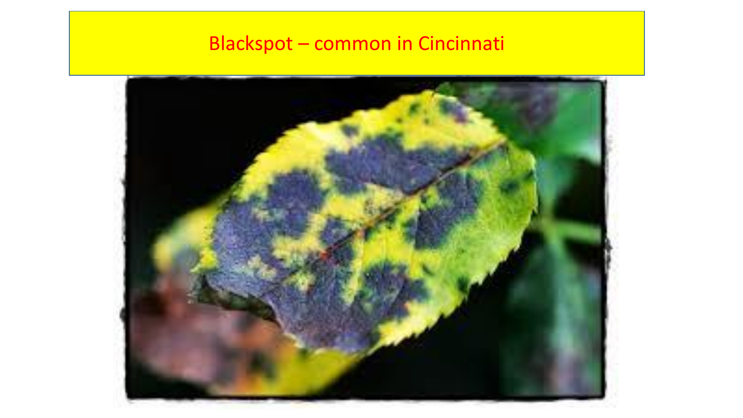# Blackspot – common in Cincinnati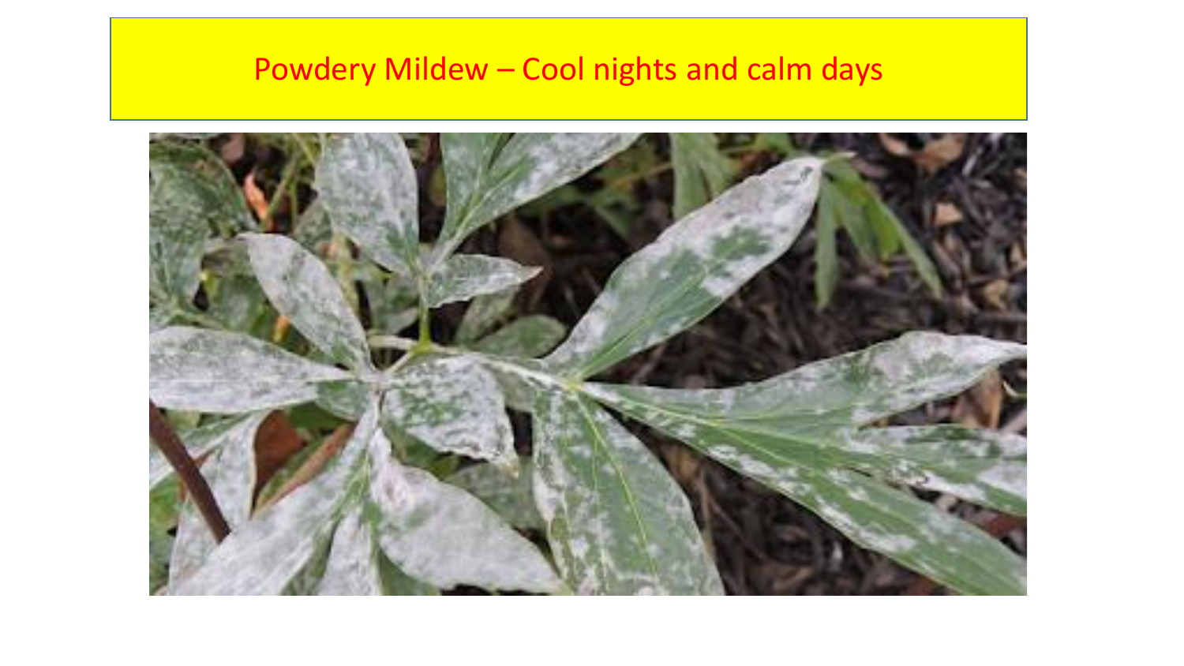# Powdery Mildew – Cool nights and calm days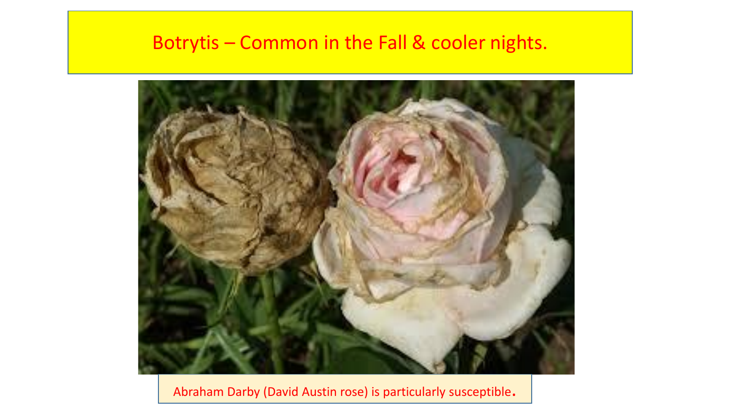# Botrytis – Common in the Fall & cooler nights.

Abraham Darby (David Austin rose) is particularly susceptible.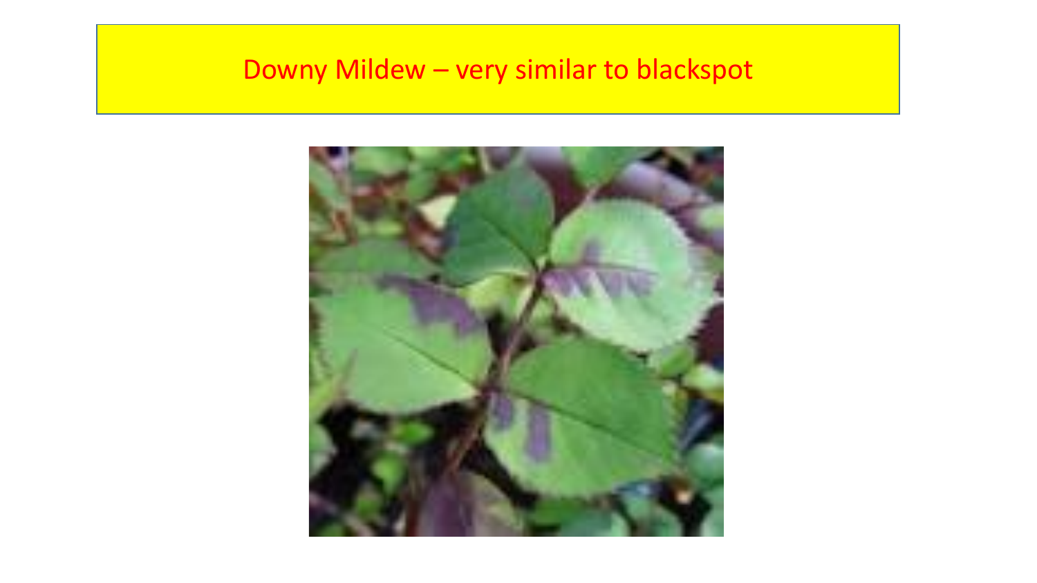# Downy Mildew – very similar to blackspot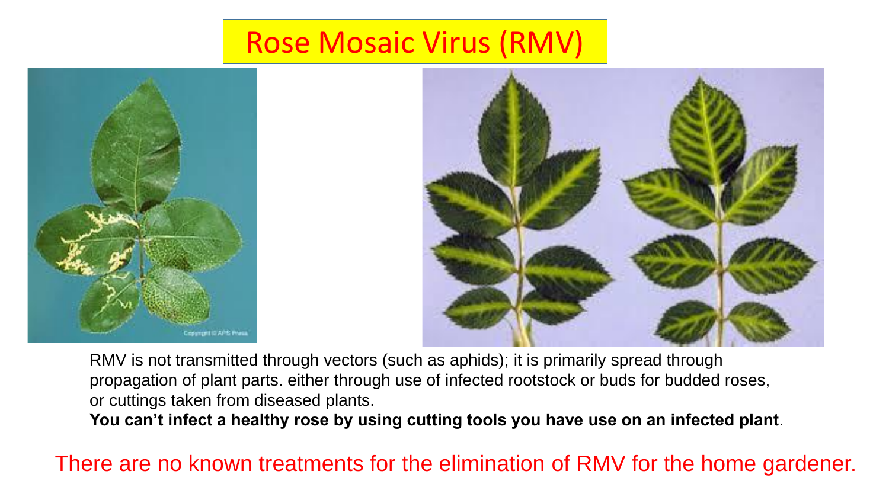# Rose Mosaic Virus (RMV)

RMV is not transmitted through vectors (such as aphids); it is primarily spread through propagation of plant parts. either through use of infected rootstock or buds for budded roses, or cuttings taken from diseased plants.

**You can't infect a healthy rose by using cutting tools you have use on an infected plant**.

There are no known treatments for the elimination of RMV for the home gardener.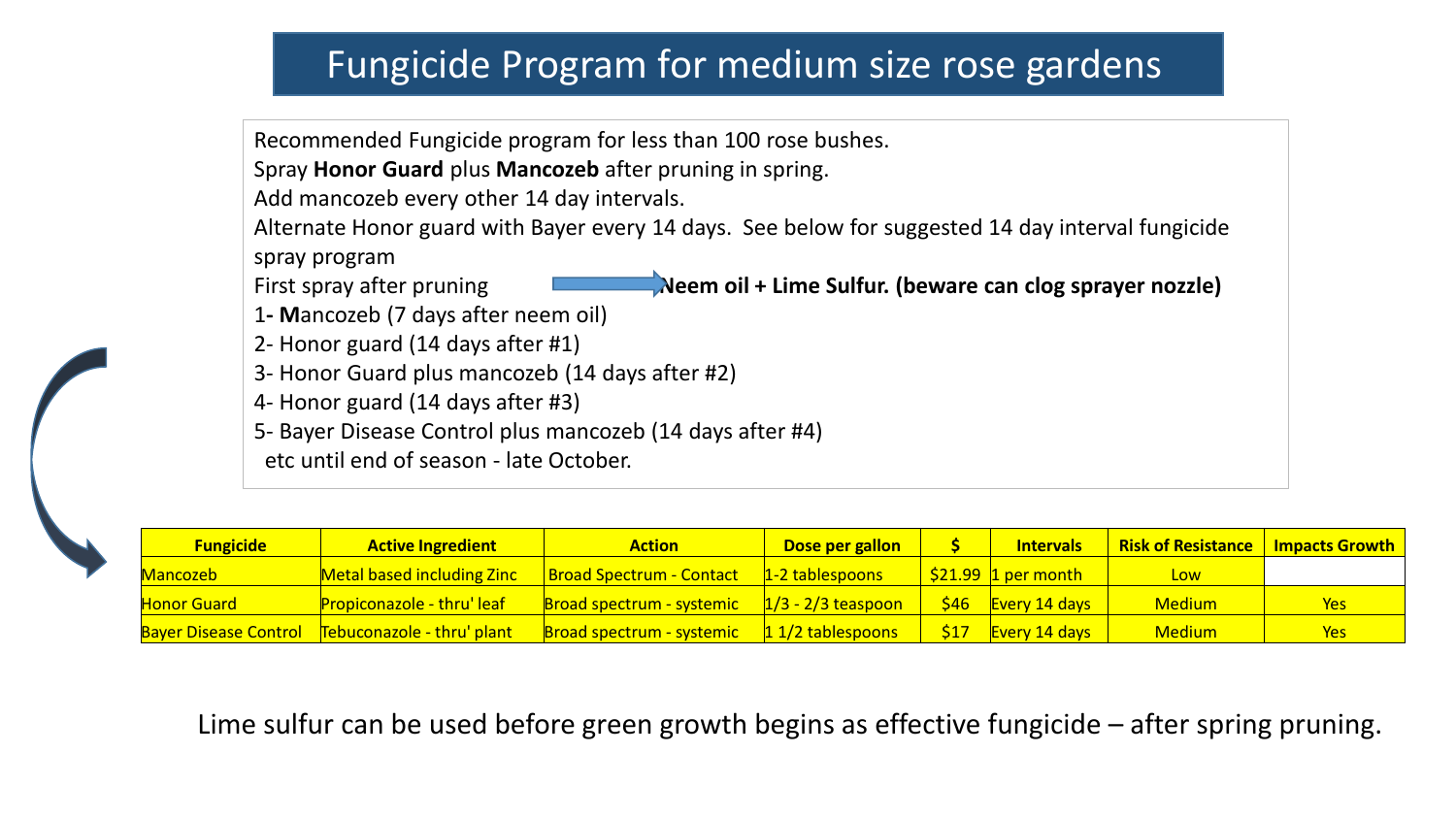# Fungicide Program for medium size rose gardens

Recommended Fungicide program for less than 100 rose bushes.

Spray **Honor Guard** plus **Mancozeb** after pruning in spring.

Add mancozeb every other 14 day intervals.

Alternate Honor guard with Bayer every 14 days. See below for suggested 14 day interval fungicide spray program

First spray after pruning → **Neem oil + Lime Sulfur. (beware can clog sprayer nozzle)**

1- **M**ancozeb (7 days after neem oil)

2- Honor guard (14 days after #1)

3- Honor Guard plus mancozeb (14 days after #2)

4- Honor guard (14 days after #3)

5- Bayer Disease Control plus mancozeb (14 days after #4)

etc until end of season - late October.

| Fungicide | Active Ingredient | Action | Dose per gallon | $ | Intervals | Risk of Resistance | Impacts Growth |
|---|---|---|---|---|---|---|---|
| Mancozeb | Metal based including Zinc | Broad Spectrum - Contact | 1-2 tablespoons | $21.99 | 1 per month | Low | |
| Honor Guard | Propiconazole - thru' leaf | Broad spectrum - systemic | 1/3 - 2/3 teaspoon | $46 | Every 14 days | Medium | Yes |
| Bayer Disease Control | Tebuconazole - thru' plant | Broad spectrum - systemic | 1 1/2 tablespoons | $17 | Every 14 days | Medium | Yes |

Lime sulfur can be used before green growth begins as effective fungicide – after spring pruning.